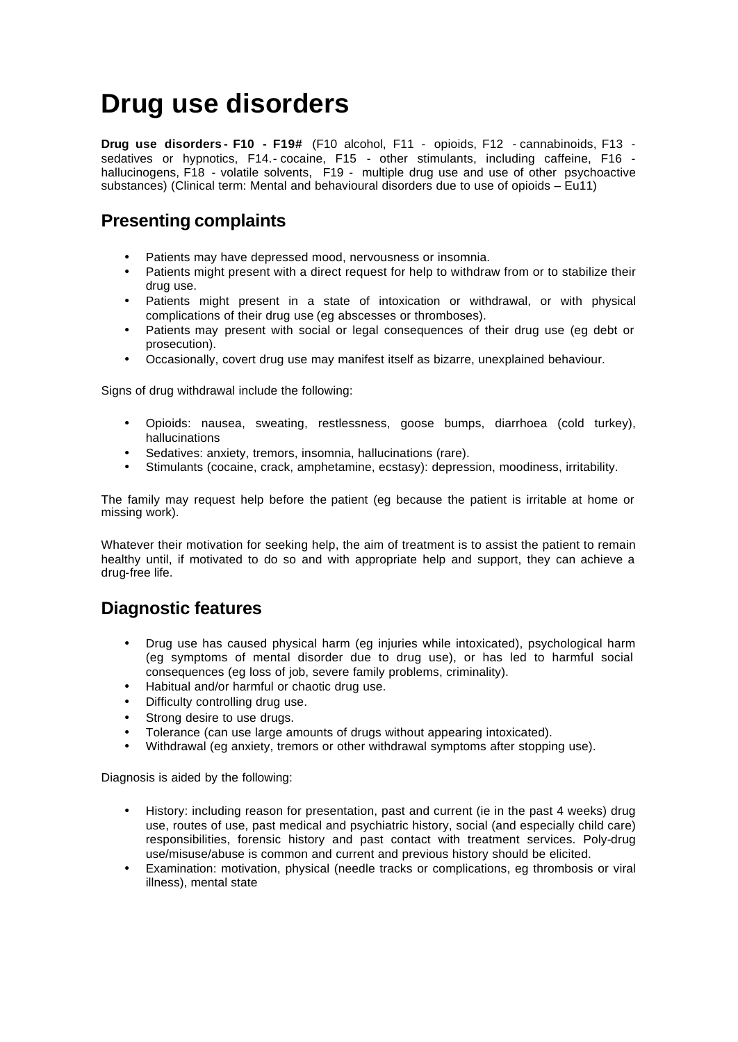# Drug use disorders

**Drug use disorders - F10 - F19#** (F10 alcohol, F11 - opioids, F12 - cannabinoids, F13 - sedatives or hypnotics, F14.- cocaine, F15 - other stimulants, including caffeine, F16 - hallucinogens, F18 - volatile solvents, F19 - multiple drug use and use of other psychoactive substances) (Clinical term: Mental and behavioural disorders due to use of opioids – Eu11)

## Presenting complaints

- Patients may have depressed mood, nervousness or insomnia.
- Patients might present with a direct request for help to withdraw from or to stabilize their drug use.
- Patients might present in a state of intoxication or withdrawal, or with physical complications of their drug use (eg abscesses or thromboses).
- Patients may present with social or legal consequences of their drug use (eg debt or prosecution).
- Occasionally, covert drug use may manifest itself as bizarre, unexplained behaviour.

Signs of drug withdrawal include the following:

- Opioids: nausea, sweating, restlessness, goose bumps, diarrhoea (cold turkey), hallucinations
- Sedatives: anxiety, tremors, insomnia, hallucinations (rare).
- Stimulants (cocaine, crack, amphetamine, ecstasy): depression, moodiness, irritability.

The family may request help before the patient (eg because the patient is irritable at home or missing work).

Whatever their motivation for seeking help, the aim of treatment is to assist the patient to remain healthy until, if motivated to do so and with appropriate help and support, they can achieve a drug-free life.

## Diagnostic features

- Drug use has caused physical harm (eg injuries while intoxicated), psychological harm (eg symptoms of mental disorder due to drug use), or has led to harmful social consequences (eg loss of job, severe family problems, criminality).
- Habitual and/or harmful or chaotic drug use.
- Difficulty controlling drug use.
- Strong desire to use drugs.
- Tolerance (can use large amounts of drugs without appearing intoxicated).
- Withdrawal (eg anxiety, tremors or other withdrawal symptoms after stopping use).

Diagnosis is aided by the following:

- History: including reason for presentation, past and current (ie in the past 4 weeks) drug use, routes of use, past medical and psychiatric history, social (and especially child care) responsibilities, forensic history and past contact with treatment services. Poly-drug use/misuse/abuse is common and current and previous history should be elicited.
- Examination: motivation, physical (needle tracks or complications, eg thrombosis or viral illness), mental state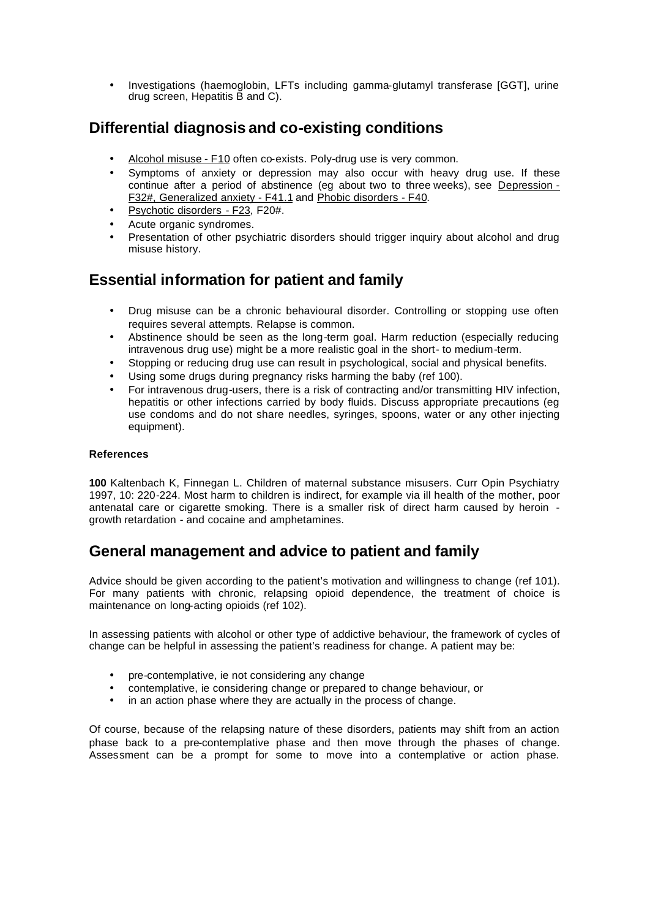- Investigations (haemoglobin, LFTs including gamma-glutamyl transferase [GGT], urine drug screen, Hepatitis B and C).

## Differential diagnosis and co-existing conditions

- Alcohol misuse - F10 often co-exists. Poly-drug use is very common.
- Symptoms of anxiety or depression may also occur with heavy drug use. If these continue after a period of abstinence (eg about two to three weeks), see Depression - F32#, Generalized anxiety - F41.1 and Phobic disorders - F40.
- Psychotic disorders - F23, F20#.
- Acute organic syndromes.
- Presentation of other psychiatric disorders should trigger inquiry about alcohol and drug misuse history.

## Essential information for patient and family

- Drug misuse can be a chronic behavioural disorder. Controlling or stopping use often requires several attempts. Relapse is common.
- Abstinence should be seen as the long-term goal. Harm reduction (especially reducing intravenous drug use) might be a more realistic goal in the short- to medium-term.
- Stopping or reducing drug use can result in psychological, social and physical benefits.
- Using some drugs during pregnancy risks harming the baby (ref 100).
- For intravenous drug-users, there is a risk of contracting and/or transmitting HIV infection, hepatitis or other infections carried by body fluids. Discuss appropriate precautions (eg use condoms and do not share needles, syringes, spoons, water or any other injecting equipment).

#### References

**100** Kaltenbach K, Finnegan L. Children of maternal substance misusers. Curr Opin Psychiatry 1997, 10: 220-224. Most harm to children is indirect, for example via ill health of the mother, poor antenatal care or cigarette smoking. There is a smaller risk of direct harm caused by heroin - growth retardation - and cocaine and amphetamines.

## General management and advice to patient and family

Advice should be given according to the patient's motivation and willingness to change (ref 101). For many patients with chronic, relapsing opioid dependence, the treatment of choice is maintenance on long-acting opioids (ref 102).

In assessing patients with alcohol or other type of addictive behaviour, the framework of cycles of change can be helpful in assessing the patient's readiness for change. A patient may be:

- pre-contemplative, ie not considering any change
- contemplative, ie considering change or prepared to change behaviour, or
- in an action phase where they are actually in the process of change.

Of course, because of the relapsing nature of these disorders, patients may shift from an action phase back to a pre-contemplative phase and then move through the phases of change. Assessment can be a prompt for some to move into a contemplative or action phase.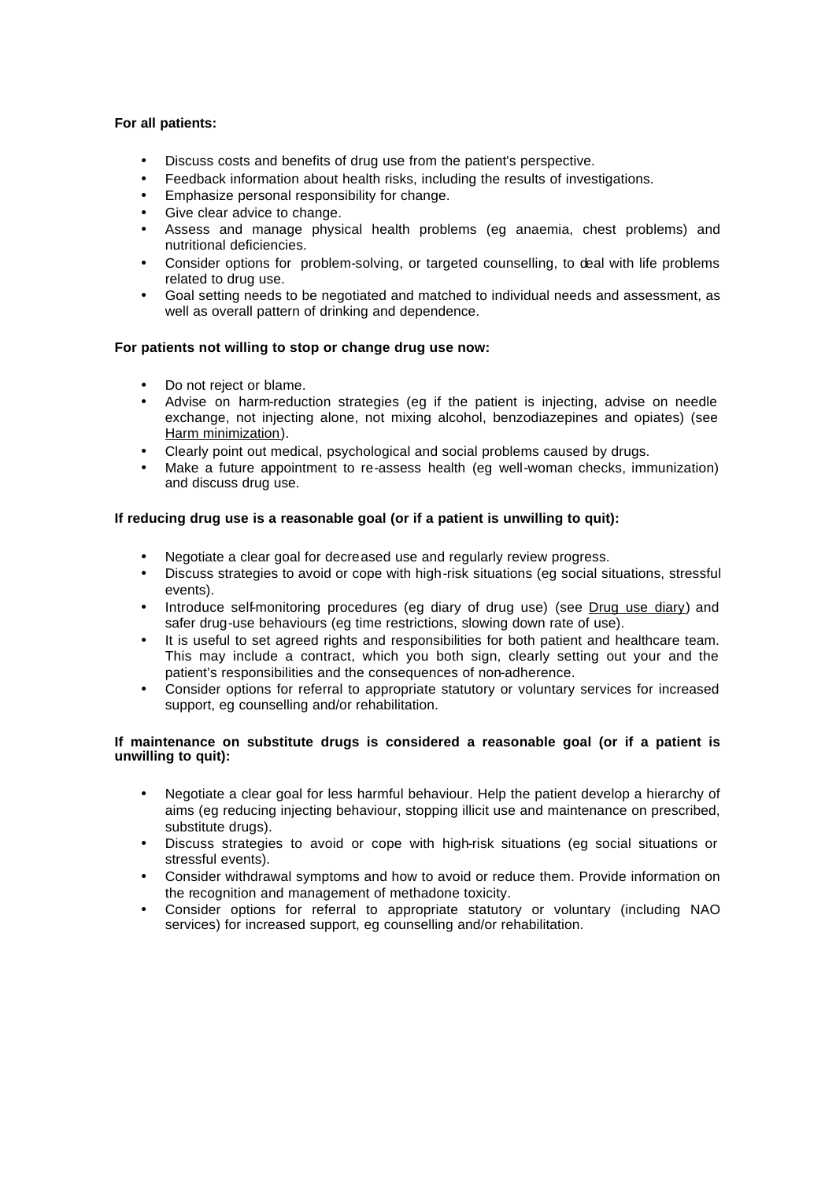**For all patients:**

- Discuss costs and benefits of drug use from the patient's perspective.
- Feedback information about health risks, including the results of investigations.
- Emphasize personal responsibility for change.
- Give clear advice to change.
- Assess and manage physical health problems (eg anaemia, chest problems) and nutritional deficiencies.
- Consider options for problem-solving, or targeted counselling, to deal with life problems related to drug use.
- Goal setting needs to be negotiated and matched to individual needs and assessment, as well as overall pattern of drinking and dependence.

**For patients not willing to stop or change drug use now:**

- Do not reject or blame.
- Advise on harm-reduction strategies (eg if the patient is injecting, advise on needle exchange, not injecting alone, not mixing alcohol, benzodiazepines and opiates) (see Harm minimization).
- Clearly point out medical, psychological and social problems caused by drugs.
- Make a future appointment to re-assess health (eg well-woman checks, immunization) and discuss drug use.

**If reducing drug use is a reasonable goal (or if a patient is unwilling to quit):**

- Negotiate a clear goal for decreased use and regularly review progress.
- Discuss strategies to avoid or cope with high-risk situations (eg social situations, stressful events).
- Introduce self-monitoring procedures (eg diary of drug use) (see Drug use diary) and safer drug-use behaviours (eg time restrictions, slowing down rate of use).
- It is useful to set agreed rights and responsibilities for both patient and healthcare team. This may include a contract, which you both sign, clearly setting out your and the patient's responsibilities and the consequences of non-adherence.
- Consider options for referral to appropriate statutory or voluntary services for increased support, eg counselling and/or rehabilitation.

**If maintenance on substitute drugs is considered a reasonable goal (or if a patient is unwilling to quit):**

- Negotiate a clear goal for less harmful behaviour. Help the patient develop a hierarchy of aims (eg reducing injecting behaviour, stopping illicit use and maintenance on prescribed, substitute drugs).
- Discuss strategies to avoid or cope with high-risk situations (eg social situations or stressful events).
- Consider withdrawal symptoms and how to avoid or reduce them. Provide information on the recognition and management of methadone toxicity.
- Consider options for referral to appropriate statutory or voluntary (including NAO services) for increased support, eg counselling and/or rehabilitation.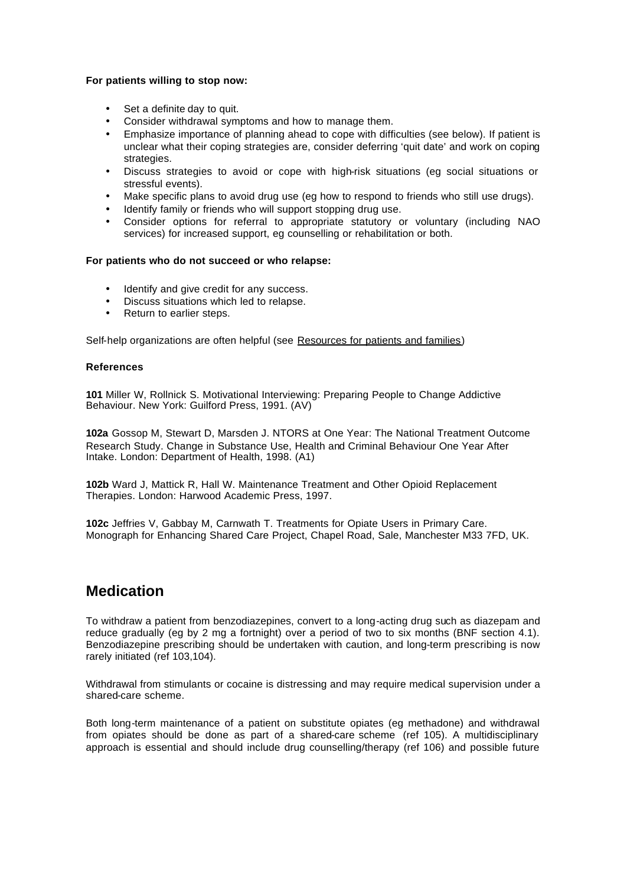**For patients willing to stop now:**

- Set a definite day to quit.
- Consider withdrawal symptoms and how to manage them.
- Emphasize importance of planning ahead to cope with difficulties (see below). If patient is unclear what their coping strategies are, consider deferring 'quit date' and work on coping strategies.
- Discuss strategies to avoid or cope with high-risk situations (eg social situations or stressful events).
- Make specific plans to avoid drug use (eg how to respond to friends who still use drugs).
- Identify family or friends who will support stopping drug use.
- Consider options for referral to appropriate statutory or voluntary (including NAO services) for increased support, eg counselling or rehabilitation or both.

**For patients who do not succeed or who relapse:**

- Identify and give credit for any success.
- Discuss situations which led to relapse.
- Return to earlier steps.

Self-help organizations are often helpful (see Resources for patients and families)

**References**

**101** Miller W, Rollnick S. Motivational Interviewing: Preparing People to Change Addictive Behaviour. New York: Guilford Press, 1991. (AV)

**102a** Gossop M, Stewart D, Marsden J. NTORS at One Year: The National Treatment Outcome Research Study. Change in Substance Use, Health and Criminal Behaviour One Year After Intake. London: Department of Health, 1998. (A1)

**102b** Ward J, Mattick R, Hall W. Maintenance Treatment and Other Opioid Replacement Therapies. London: Harwood Academic Press, 1997.

**102c** Jeffries V, Gabbay M, Carnwath T. Treatments for Opiate Users in Primary Care. Monograph for Enhancing Shared Care Project, Chapel Road, Sale, Manchester M33 7FD, UK.

## Medication

To withdraw a patient from benzodiazepines, convert to a long-acting drug such as diazepam and reduce gradually (eg by 2 mg a fortnight) over a period of two to six months (BNF section 4.1). Benzodiazepine prescribing should be undertaken with caution, and long-term prescribing is now rarely initiated (ref 103,104).

Withdrawal from stimulants or cocaine is distressing and may require medical supervision under a shared-care scheme.

Both long-term maintenance of a patient on substitute opiates (eg methadone) and withdrawal from opiates should be done as part of a shared-care scheme (ref 105). A multidisciplinary approach is essential and should include drug counselling/therapy (ref 106) and possible future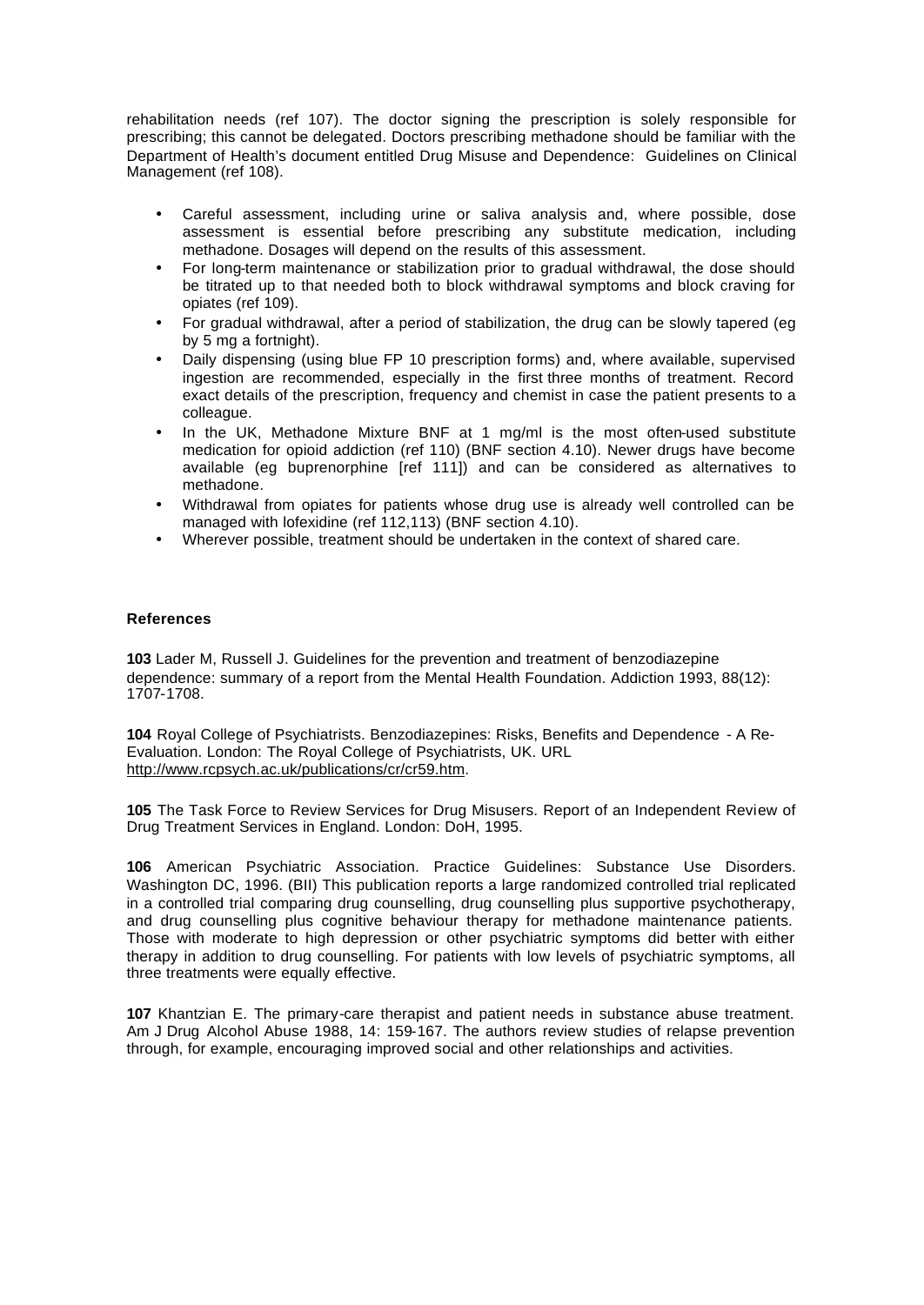rehabilitation needs (ref 107). The doctor signing the prescription is solely responsible for prescribing; this cannot be delegated. Doctors prescribing methadone should be familiar with the Department of Health's document entitled Drug Misuse and Dependence: Guidelines on Clinical Management (ref 108).

- Careful assessment, including urine or saliva analysis and, where possible, dose assessment is essential before prescribing any substitute medication, including methadone. Dosages will depend on the results of this assessment.
- For long-term maintenance or stabilization prior to gradual withdrawal, the dose should be titrated up to that needed both to block withdrawal symptoms and block craving for opiates (ref 109).
- For gradual withdrawal, after a period of stabilization, the drug can be slowly tapered (eg by 5 mg a fortnight).
- Daily dispensing (using blue FP 10 prescription forms) and, where available, supervised ingestion are recommended, especially in the first three months of treatment. Record exact details of the prescription, frequency and chemist in case the patient presents to a colleague.
- In the UK, Methadone Mixture BNF at 1 mg/ml is the most often-used substitute medication for opioid addiction (ref 110) (BNF section 4.10). Newer drugs have become available (eg buprenorphine [ref 111]) and can be considered as alternatives to methadone.
- Withdrawal from opiates for patients whose drug use is already well controlled can be managed with lofexidine (ref 112,113) (BNF section 4.10).
- Wherever possible, treatment should be undertaken in the context of shared care.

#### References

**103** Lader M, Russell J. Guidelines for the prevention and treatment of benzodiazepine dependence: summary of a report from the Mental Health Foundation. Addiction 1993, 88(12): 1707-1708.

**104** Royal College of Psychiatrists. Benzodiazepines: Risks, Benefits and Dependence - A Re-Evaluation. London: The Royal College of Psychiatrists, UK. URL http://www.rcpsych.ac.uk/publications/cr/cr59.htm.

**105** The Task Force to Review Services for Drug Misusers. Report of an Independent Review of Drug Treatment Services in England. London: DoH, 1995.

**106** American Psychiatric Association. Practice Guidelines: Substance Use Disorders. Washington DC, 1996. (BII) This publication reports a large randomized controlled trial replicated in a controlled trial comparing drug counselling, drug counselling plus supportive psychotherapy, and drug counselling plus cognitive behaviour therapy for methadone maintenance patients. Those with moderate to high depression or other psychiatric symptoms did better with either therapy in addition to drug counselling. For patients with low levels of psychiatric symptoms, all three treatments were equally effective.

**107** Khantzian E. The primary-care therapist and patient needs in substance abuse treatment. Am J Drug Alcohol Abuse 1988, 14: 159-167. The authors review studies of relapse prevention through, for example, encouraging improved social and other relationships and activities.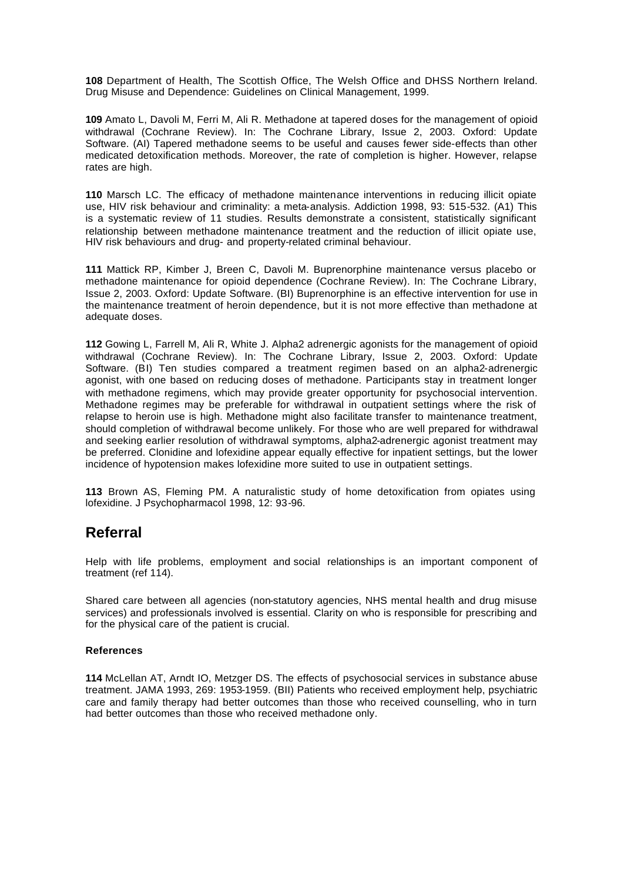**108** Department of Health, The Scottish Office, The Welsh Office and DHSS Northern Ireland. Drug Misuse and Dependence: Guidelines on Clinical Management, 1999.

**109** Amato L, Davoli M, Ferri M, Ali R. Methadone at tapered doses for the management of opioid withdrawal (Cochrane Review). In: The Cochrane Library, Issue 2, 2003. Oxford: Update Software. (AI) Tapered methadone seems to be useful and causes fewer side-effects than other medicated detoxification methods. Moreover, the rate of completion is higher. However, relapse rates are high.

**110** Marsch LC. The efficacy of methadone maintenance interventions in reducing illicit opiate use, HIV risk behaviour and criminality: a meta-analysis. Addiction 1998, 93: 515-532. (A1) This is a systematic review of 11 studies. Results demonstrate a consistent, statistically significant relationship between methadone maintenance treatment and the reduction of illicit opiate use, HIV risk behaviours and drug- and property-related criminal behaviour.

**111** Mattick RP, Kimber J, Breen C, Davoli M. Buprenorphine maintenance versus placebo or methadone maintenance for opioid dependence (Cochrane Review). In: The Cochrane Library, Issue 2, 2003. Oxford: Update Software. (BI) Buprenorphine is an effective intervention for use in the maintenance treatment of heroin dependence, but it is not more effective than methadone at adequate doses.

**112** Gowing L, Farrell M, Ali R, White J. Alpha2 adrenergic agonists for the management of opioid withdrawal (Cochrane Review). In: The Cochrane Library, Issue 2, 2003. Oxford: Update Software. (BI) Ten studies compared a treatment regimen based on an alpha2-adrenergic agonist, with one based on reducing doses of methadone. Participants stay in treatment longer with methadone regimens, which may provide greater opportunity for psychosocial intervention. Methadone regimes may be preferable for withdrawal in outpatient settings where the risk of relapse to heroin use is high. Methadone might also facilitate transfer to maintenance treatment, should completion of withdrawal become unlikely. For those who are well prepared for withdrawal and seeking earlier resolution of withdrawal symptoms, alpha2-adrenergic agonist treatment may be preferred. Clonidine and lofexidine appear equally effective for inpatient settings, but the lower incidence of hypotension makes lofexidine more suited to use in outpatient settings.

**113** Brown AS, Fleming PM. A naturalistic study of home detoxification from opiates using lofexidine. J Psychopharmacol 1998, 12: 93-96.

## Referral

Help with life problems, employment and social relationships is an important component of treatment (ref 114).

Shared care between all agencies (non-statutory agencies, NHS mental health and drug misuse services) and professionals involved is essential. Clarity on who is responsible for prescribing and for the physical care of the patient is crucial.

#### References

**114** McLellan AT, Arndt IO, Metzger DS. The effects of psychosocial services in substance abuse treatment. JAMA 1993, 269: 1953-1959. (BII) Patients who received employment help, psychiatric care and family therapy had better outcomes than those who received counselling, who in turn had better outcomes than those who received methadone only.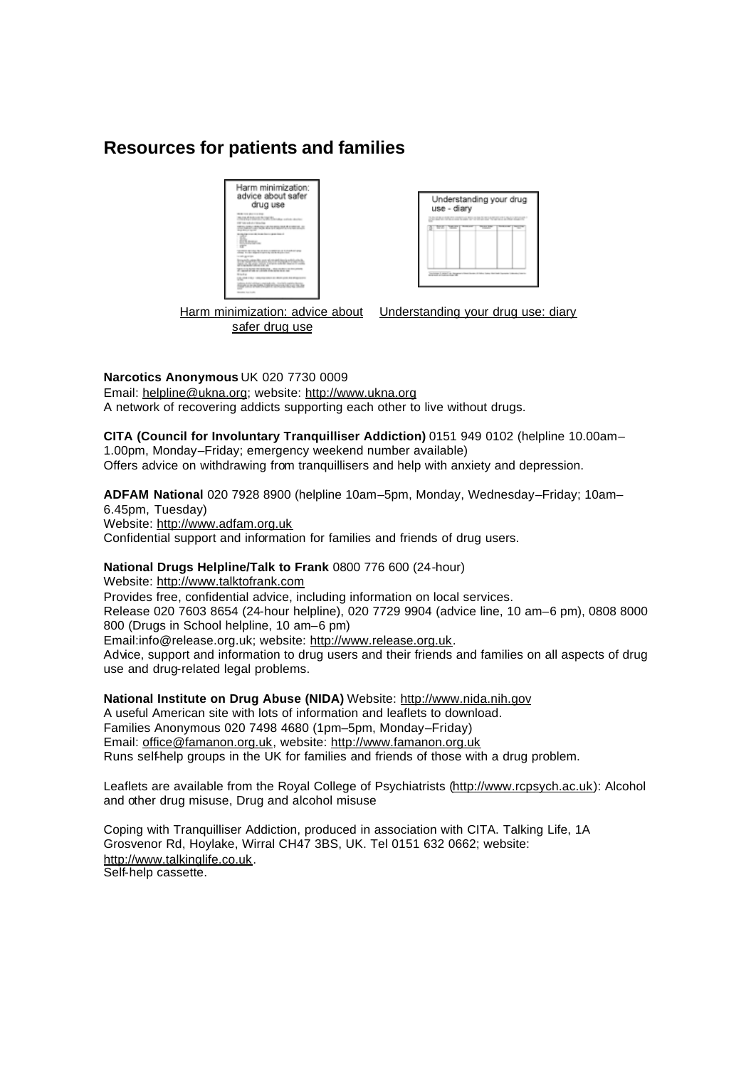## Resources for patients and families

Harm minimization: advice about safer drug use

Understanding your drug use: diary

**Narcotics Anonymous** UK 020 7730 0009
Email: helpline@ukna.org; website: http://www.ukna.org
A network of recovering addicts supporting each other to live without drugs.

**CITA (Council for Involuntary Tranquilliser Addiction)** 0151 949 0102 (helpline 10.00am–1.00pm, Monday–Friday; emergency weekend number available)
Offers advice on withdrawing from tranquillisers and help with anxiety and depression.

**ADFAM National** 020 7928 8900 (helpline 10am–5pm, Monday, Wednesday–Friday; 10am–6.45pm, Tuesday)
Website: http://www.adfam.org.uk
Confidential support and information for families and friends of drug users.

**National Drugs Helpline/Talk to Frank** 0800 776 600 (24-hour)
Website: http://www.talktofrank.com
Provides free, confidential advice, including information on local services.
Release 020 7603 8654 (24-hour helpline), 020 7729 9904 (advice line, 10 am–6 pm), 0808 8000 800 (Drugs in School helpline, 10 am–6 pm)
Email:info@release.org.uk; website: http://www.release.org.uk.
Advice, support and information to drug users and their friends and families on all aspects of drug use and drug-related legal problems.

**National Institute on Drug Abuse (NIDA)** Website: http://www.nida.nih.gov
A useful American site with lots of information and leaflets to download.
Families Anonymous 020 7498 4680 (1pm–5pm, Monday–Friday)
Email: office@famanon.org.uk, website: http://www.famanon.org.uk
Runs self-help groups in the UK for families and friends of those with a drug problem.

Leaflets are available from the Royal College of Psychiatrists (http://www.rcpsych.ac.uk): Alcohol and other drug misuse, Drug and alcohol misuse

Coping with Tranquilliser Addiction, produced in association with CITA. Talking Life, 1A Grosvenor Rd, Hoylake, Wirral CH47 3BS, UK. Tel 0151 632 0662; website: http://www.talkinglife.co.uk.
Self-help cassette.